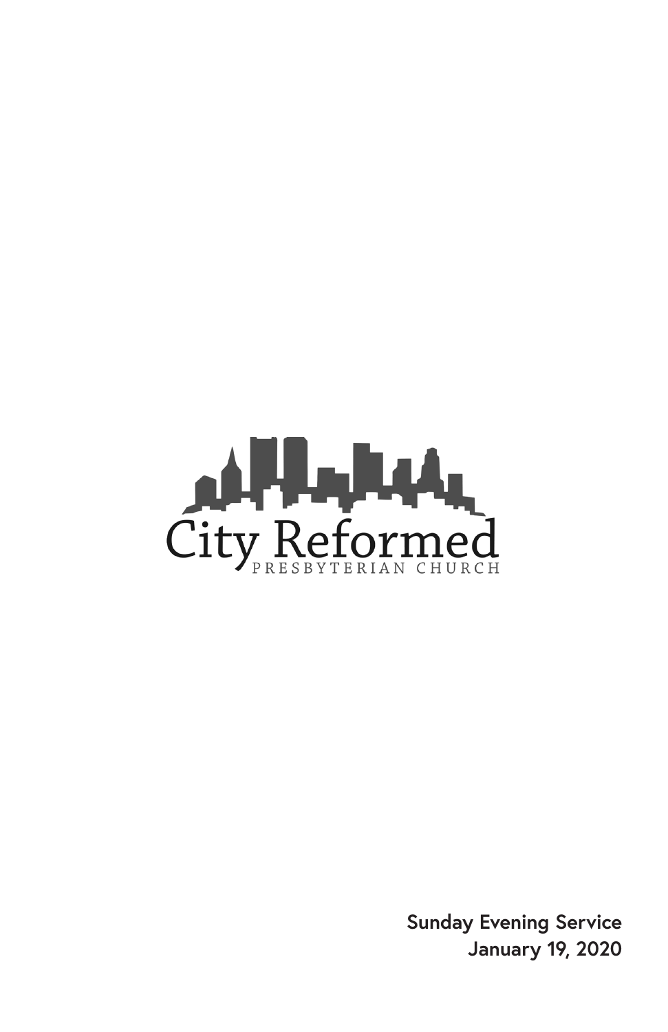City Reformed

PRESBYTERIAN CHURCH

**Sunday Evening Service**
**January 19, 2020**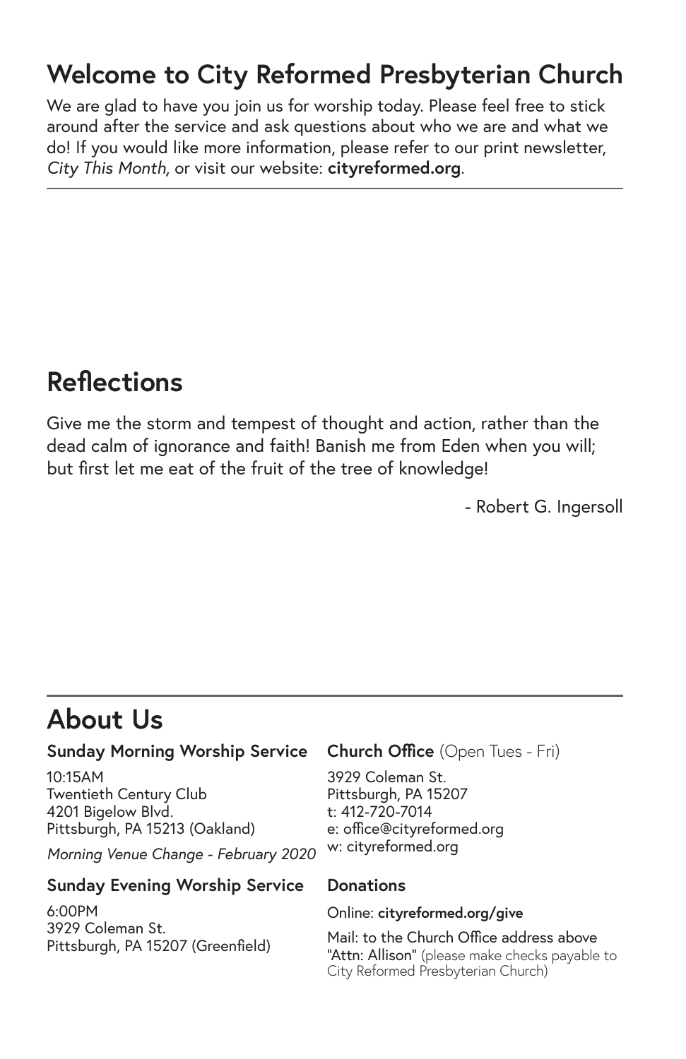# Welcome to City Reformed Presbyterian Church

We are glad to have you join us for worship today. Please feel free to stick around after the service and ask questions about who we are and what we do! If you would like more information, please refer to our print newsletter, *City This Month,* or visit our website: **cityreformed.org**.

---

## Reflections

Give me the storm and tempest of thought and action, rather than the dead calm of ignorance and faith! Banish me from Eden when you will; but first let me eat of the fruit of the tree of knowledge!

- Robert G. Ingersoll

---

## About Us

### Sunday Morning Worship Service

10:15AM
Twentieth Century Club
4201 Bigelow Blvd.
Pittsburgh, PA 15213 (Oakland)

*Morning Venue Change - February 2020*

### Sunday Evening Worship Service

6:00PM
3929 Coleman St.
Pittsburgh, PA 15207 (Greenfield)

### Church Office (Open Tues - Fri)

3929 Coleman St.
Pittsburgh, PA 15207
t: 412-720-7014
e: office@cityreformed.org
w: cityreformed.org

### Donations

Online: **cityreformed.org/give**

Mail: to the Church Office address above **"Attn: Allison"** (please make checks payable to City Reformed Presbyterian Church)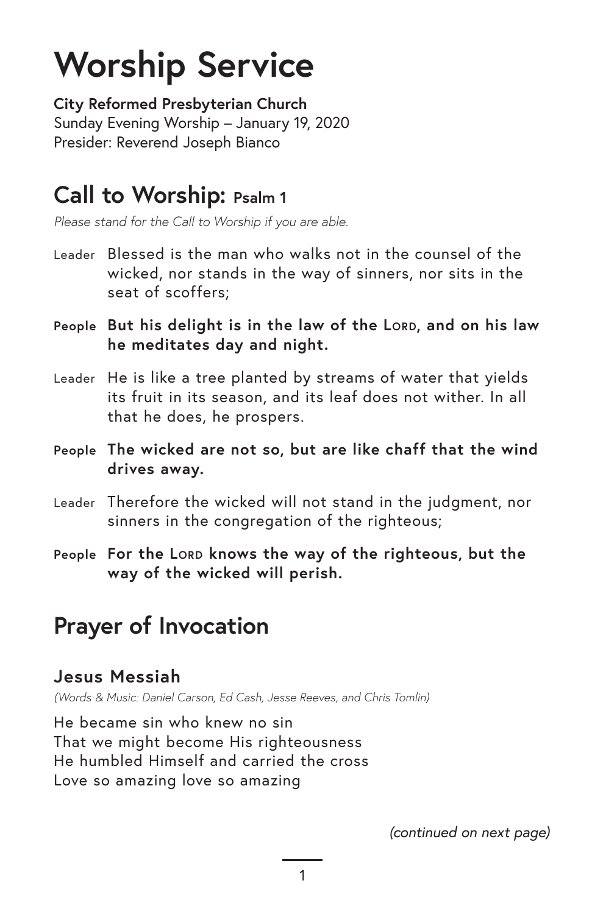# Worship Service

**City Reformed Presbyterian Church**
Sunday Evening Worship – January 19, 2020
Presider: Reverend Joseph Bianco

## Call to Worship: Psalm 1

*Please stand for the Call to Worship if you are able.*

Leader: Blessed is the man who walks not in the counsel of the wicked, nor stands in the way of sinners, nor sits in the seat of scoffers;

**People: But his delight is in the law of the LORD, and on his law he meditates day and night.**

Leader: He is like a tree planted by streams of water that yields its fruit in its season, and its leaf does not wither. In all that he does, he prospers.

**People: The wicked are not so, but are like chaff that the wind drives away.**

Leader: Therefore the wicked will not stand in the judgment, nor sinners in the congregation of the righteous;

**People: For the LORD knows the way of the righteous, but the way of the wicked will perish.**

## Prayer of Invocation

### Jesus Messiah

*(Words & Music: Daniel Carson, Ed Cash, Jesse Reeves, and Chris Tomlin)*

He became sin who knew no sin
That we might become His righteousness
He humbled Himself and carried the cross
Love so amazing love so amazing

*(continued on next page)*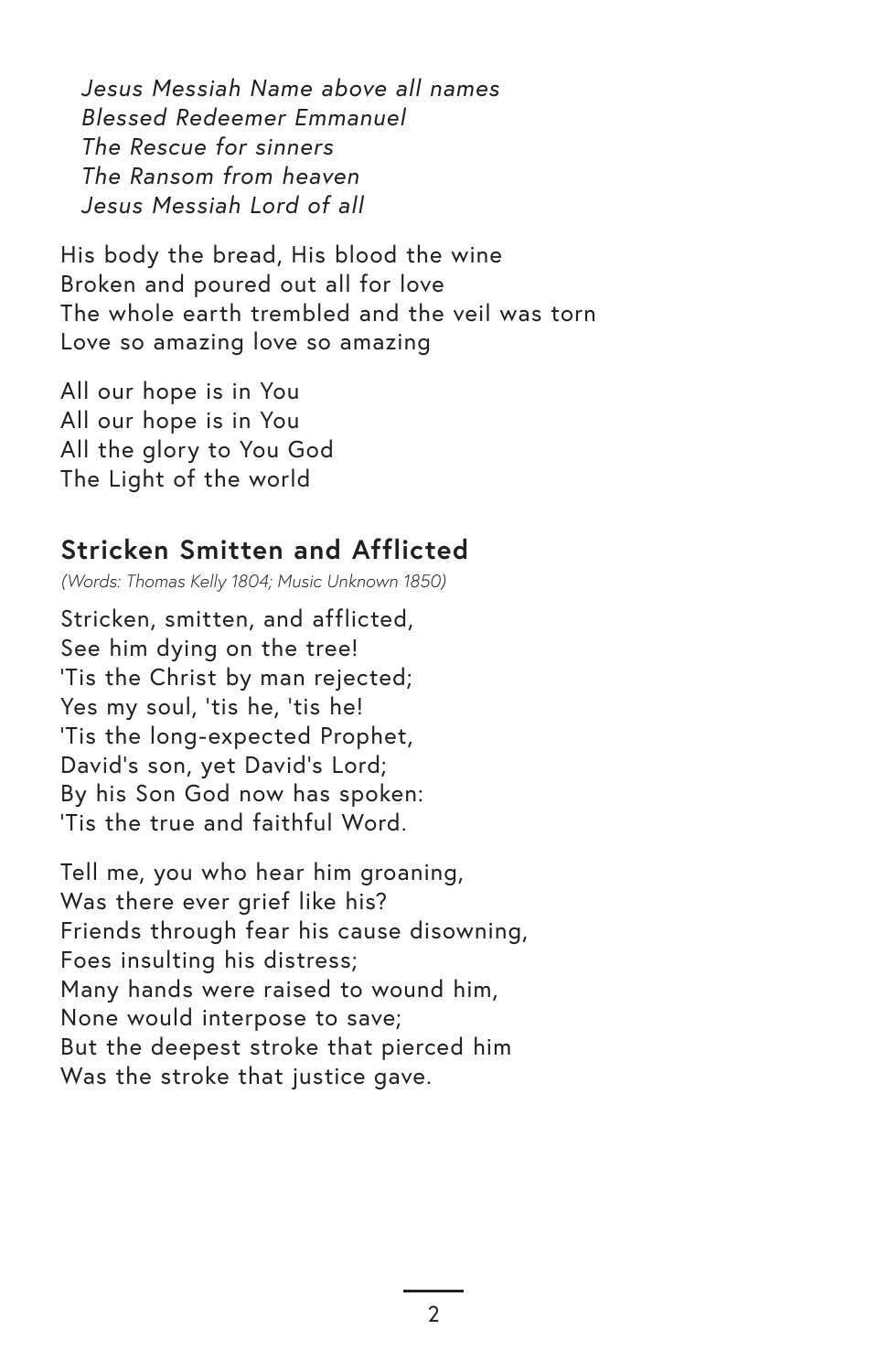*Jesus Messiah Name above all names*
*Blessed Redeemer Emmanuel*
*The Rescue for sinners*
*The Ransom from heaven*
*Jesus Messiah Lord of all*

His body the bread, His blood the wine
Broken and poured out all for love
The whole earth trembled and the veil was torn
Love so amazing love so amazing

All our hope is in You
All our hope is in You
All the glory to You God
The Light of the world

## Stricken Smitten and Afflicted

*(Words: Thomas Kelly 1804; Music Unknown 1850)*

Stricken, smitten, and afflicted,
See him dying on the tree!
'Tis the Christ by man rejected;
Yes my soul, 'tis he, 'tis he!
'Tis the long-expected Prophet,
David's son, yet David's Lord;
By his Son God now has spoken:
'Tis the true and faithful Word.

Tell me, you who hear him groaning,
Was there ever grief like his?
Friends through fear his cause disowning,
Foes insulting his distress;
Many hands were raised to wound him,
None would interpose to save;
But the deepest stroke that pierced him
Was the stroke that justice gave.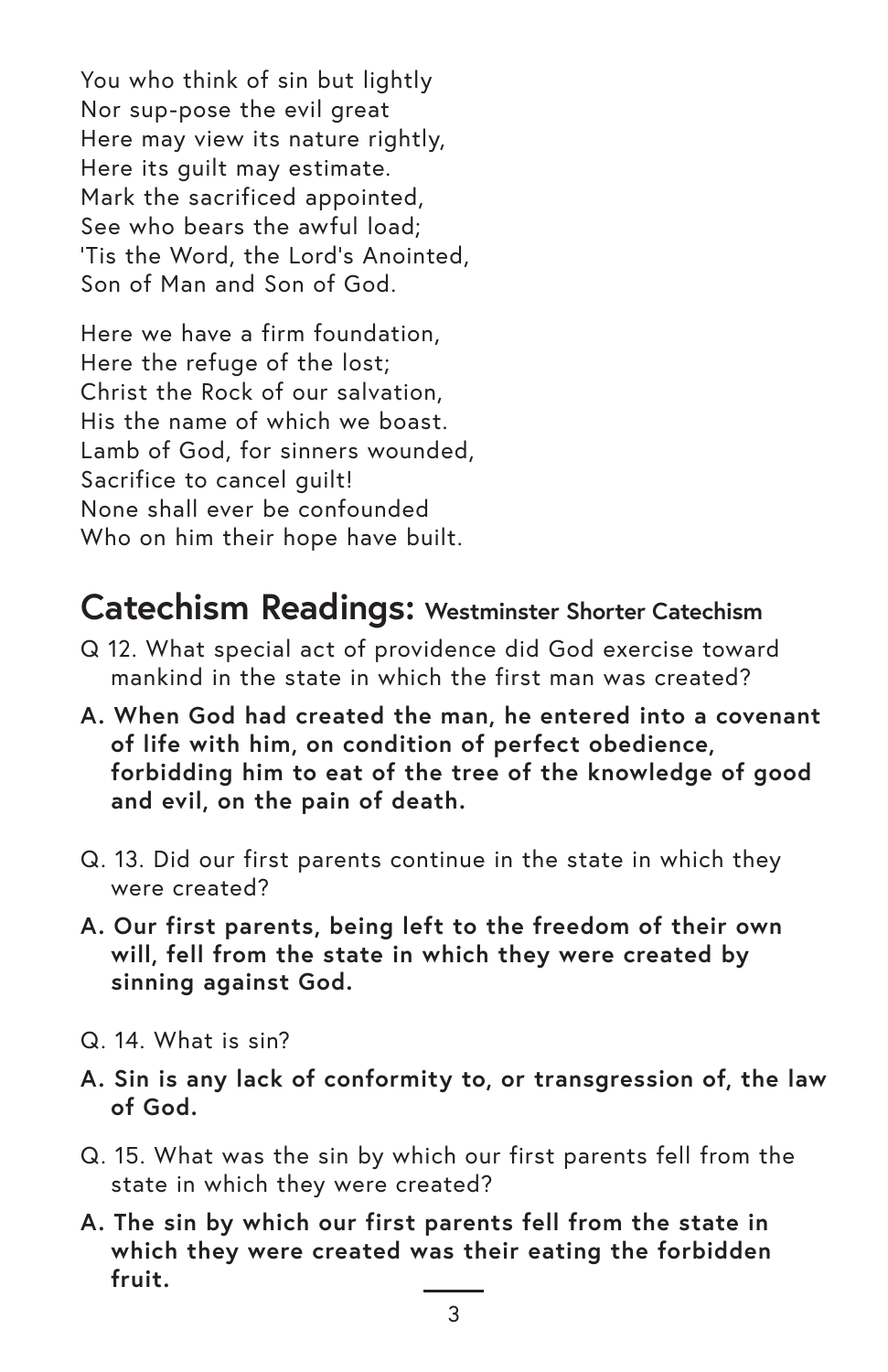You who think of sin but lightly
Nor sup-pose the evil great
Here may view its nature rightly,
Here its guilt may estimate.
Mark the sacrificed appointed,
See who bears the awful load;
'Tis the Word, the Lord's Anointed,
Son of Man and Son of God.

Here we have a firm foundation,
Here the refuge of the lost;
Christ the Rock of our salvation,
His the name of which we boast.
Lamb of God, for sinners wounded,
Sacrifice to cancel guilt!
None shall ever be confounded
Who on him their hope have built.

## Catechism Readings: Westminster Shorter Catechism

Q 12. What special act of providence did God exercise toward mankind in the state in which the first man was created?

**A. When God had created the man, he entered into a covenant of life with him, on condition of perfect obedience, forbidding him to eat of the tree of the knowledge of good and evil, on the pain of death.**

Q. 13. Did our first parents continue in the state in which they were created?

**A. Our first parents, being left to the freedom of their own will, fell from the state in which they were created by sinning against God.**

Q. 14. What is sin?

**A. Sin is any lack of conformity to, or transgression of, the law of God.**

Q. 15. What was the sin by which our first parents fell from the state in which they were created?

**A. The sin by which our first parents fell from the state in which they were created was their eating the forbidden fruit.**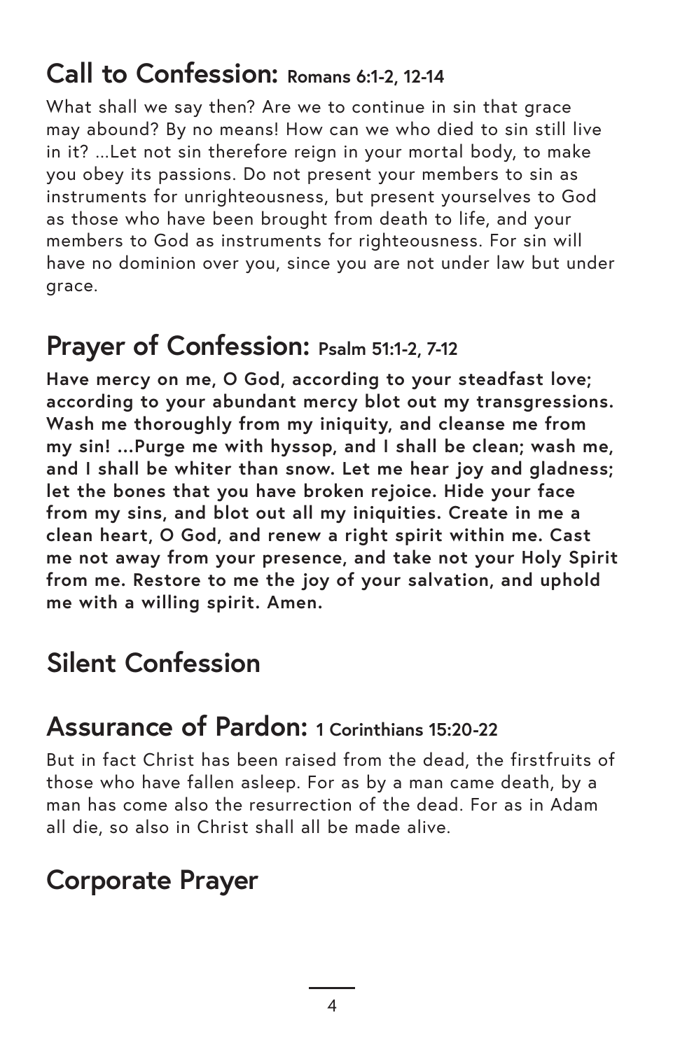## Call to Confession: Romans 6:1-2, 12-14

What shall we say then? Are we to continue in sin that grace may abound? By no means! How can we who died to sin still live in it? ...Let not sin therefore reign in your mortal body, to make you obey its passions. Do not present your members to sin as instruments for unrighteousness, but present yourselves to God as those who have been brought from death to life, and your members to God as instruments for righteousness. For sin will have no dominion over you, since you are not under law but under grace.

## Prayer of Confession: Psalm 51:1-2, 7-12

**Have mercy on me, O God, according to your steadfast love; according to your abundant mercy blot out my transgressions. Wash me thoroughly from my iniquity, and cleanse me from my sin! ...Purge me with hyssop, and I shall be clean; wash me, and I shall be whiter than snow. Let me hear joy and gladness; let the bones that you have broken rejoice. Hide your face from my sins, and blot out all my iniquities. Create in me a clean heart, O God, and renew a right spirit within me. Cast me not away from your presence, and take not your Holy Spirit from me. Restore to me the joy of your salvation, and uphold me with a willing spirit. Amen.**

## Silent Confession

## Assurance of Pardon: 1 Corinthians 15:20-22

But in fact Christ has been raised from the dead, the firstfruits of those who have fallen asleep. For as by a man came death, by a man has come also the resurrection of the dead. For as in Adam all die, so also in Christ shall all be made alive.

## Corporate Prayer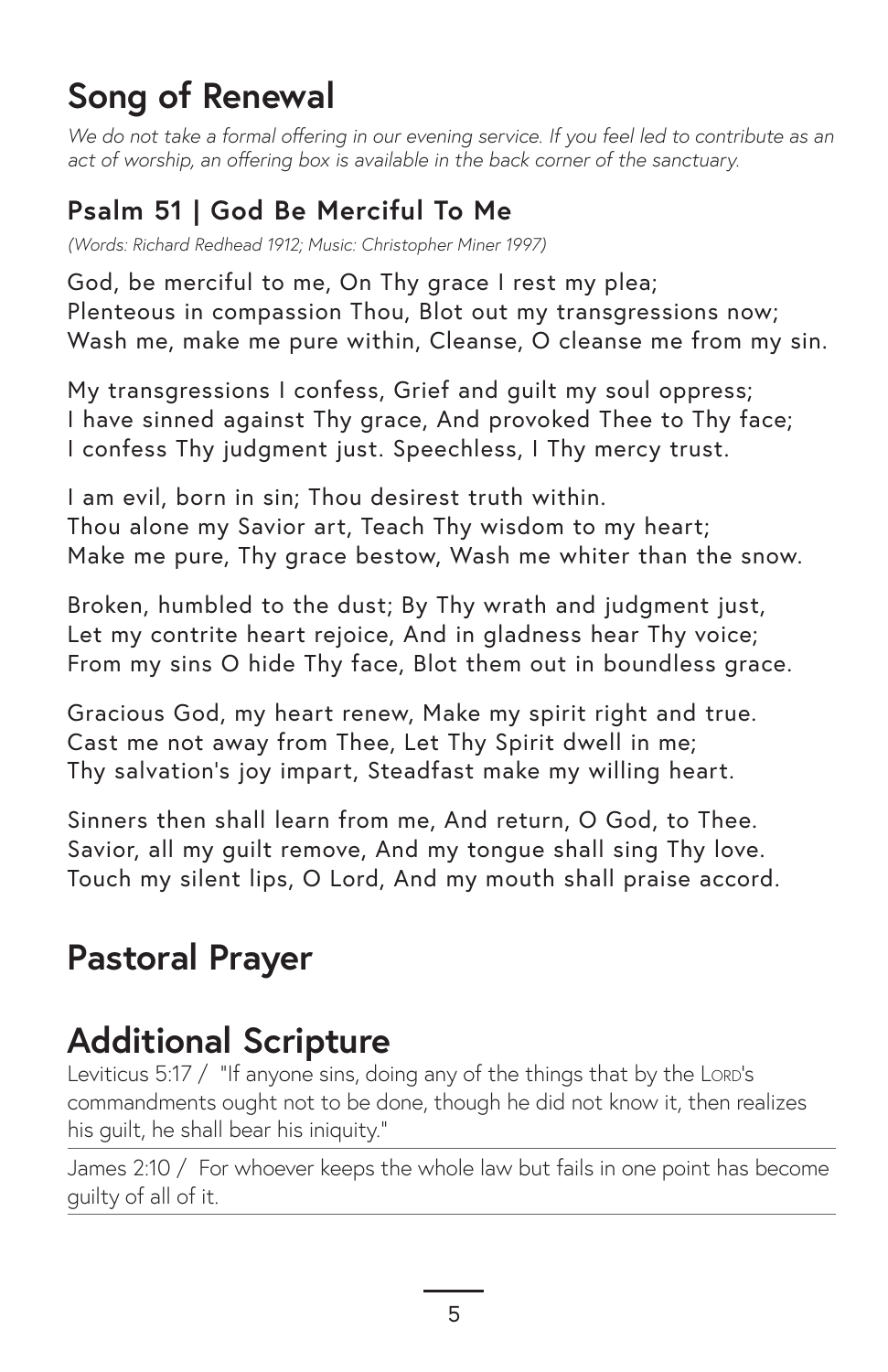# Song of Renewal

*We do not take a formal offering in our evening service. If you feel led to contribute as an act of worship, an offering box is available in the back corner of the sanctuary.*

## Psalm 51 | God Be Merciful To Me

*(Words: Richard Redhead 1912; Music: Christopher Miner 1997)*

God, be merciful to me, On Thy grace I rest my plea;
Plenteous in compassion Thou, Blot out my transgressions now;
Wash me, make me pure within, Cleanse, O cleanse me from my sin.

My transgressions I confess, Grief and guilt my soul oppress;
I have sinned against Thy grace, And provoked Thee to Thy face;
I confess Thy judgment just. Speechless, I Thy mercy trust.

I am evil, born in sin; Thou desirest truth within.
Thou alone my Savior art, Teach Thy wisdom to my heart;
Make me pure, Thy grace bestow, Wash me whiter than the snow.

Broken, humbled to the dust; By Thy wrath and judgment just,
Let my contrite heart rejoice, And in gladness hear Thy voice;
From my sins O hide Thy face, Blot them out in boundless grace.

Gracious God, my heart renew, Make my spirit right and true.
Cast me not away from Thee, Let Thy Spirit dwell in me;
Thy salvation's joy impart, Steadfast make my willing heart.

Sinners then shall learn from me, And return, O God, to Thee.
Savior, all my guilt remove, And my tongue shall sing Thy love.
Touch my silent lips, O Lord, And my mouth shall praise accord.

# Pastoral Prayer

# Additional Scripture

Leviticus 5:17 / "If anyone sins, doing any of the things that by the LORD's commandments ought not to be done, though he did not know it, then realizes his guilt, he shall bear his iniquity."

James 2:10 / For whoever keeps the whole law but fails in one point has become guilty of all of it.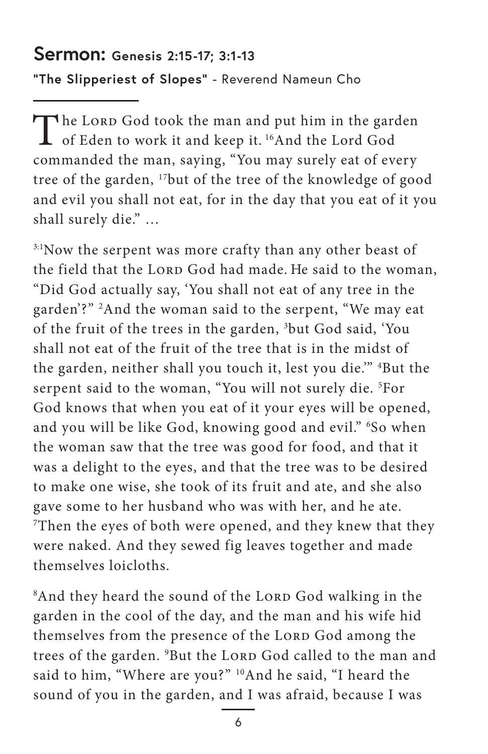## **Sermon:** Genesis 2:15-17; 3:1-13

**"The Slipperiest of Slopes"** - Reverend Nameun Cho

The LORD God took the man and put him in the garden of Eden to work it and keep it. [16]And the Lord God commanded the man, saying, "You may surely eat of every tree of the garden, [17]but of the tree of the knowledge of good and evil you shall not eat, for in the day that you eat of it you shall surely die." …

[3:1]Now the serpent was more crafty than any other beast of the field that the LORD God had made. He said to the woman, "Did God actually say, 'You shall not eat of any tree in the garden'?" [2]And the woman said to the serpent, "We may eat of the fruit of the trees in the garden, [3]but God said, 'You shall not eat of the fruit of the tree that is in the midst of the garden, neither shall you touch it, lest you die.'" [4]But the serpent said to the woman, "You will not surely die. [5]For God knows that when you eat of it your eyes will be opened, and you will be like God, knowing good and evil." [6]So when the woman saw that the tree was good for food, and that it was a delight to the eyes, and that the tree was to be desired to make one wise, she took of its fruit and ate, and she also gave some to her husband who was with her, and he ate. [7]Then the eyes of both were opened, and they knew that they were naked. And they sewed fig leaves together and made themselves loicloths.

[8]And they heard the sound of the LORD God walking in the garden in the cool of the day, and the man and his wife hid themselves from the presence of the LORD God among the trees of the garden. [9]But the LORD God called to the man and said to him, "Where are you?" [10]And he said, "I heard the sound of you in the garden, and I was afraid, because I was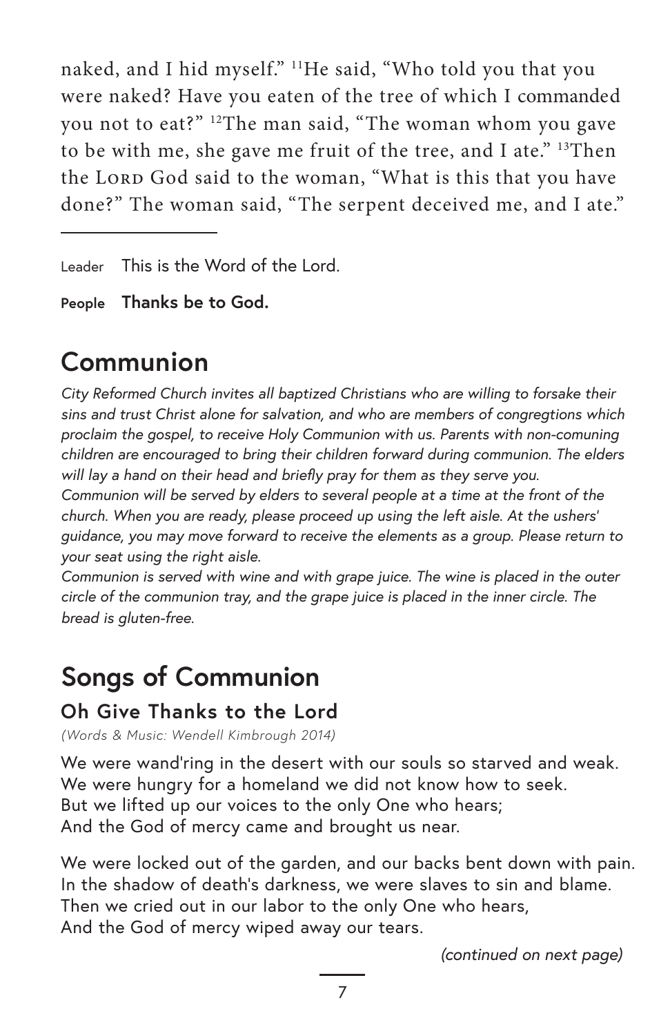naked, and I hid myself." [11]He said, "Who told you that you were naked? Have you eaten of the tree of which I commanded you not to eat?" [12]The man said, "The woman whom you gave to be with me, she gave me fruit of the tree, and I ate." [13]Then the LORD God said to the woman, "What is this that you have done?" The woman said, "The serpent deceived me, and I ate."

---

Leader This is the Word of the Lord.

**People Thanks be to God.**

## Communion

*City Reformed Church invites all baptized Christians who are willing to forsake their sins and trust Christ alone for salvation, and who are members of congregtions which proclaim the gospel, to receive Holy Communion with us. Parents with non-comuning children are encouraged to bring their children forward during communion. The elders will lay a hand on their head and briefly pray for them as they serve you.*
*Communion will be served by elders to several people at a time at the front of the church. When you are ready, please proceed up using the left aisle. At the ushers' guidance, you may move forward to receive the elements as a group. Please return to your seat using the right aisle.*
*Communion is served with wine and with grape juice. The wine is placed in the outer circle of the communion tray, and the grape juice is placed in the inner circle. The bread is gluten-free.*

## Songs of Communion

### Oh Give Thanks to the Lord

*(Words & Music: Wendell Kimbrough 2014)*

We were wand'ring in the desert with our souls so starved and weak.
We were hungry for a homeland we did not know how to seek.
But we lifted up our voices to the only One who hears;
And the God of mercy came and brought us near.

We were locked out of the garden, and our backs bent down with pain.
In the shadow of death's darkness, we were slaves to sin and blame.
Then we cried out in our labor to the only One who hears,
And the God of mercy wiped away our tears.

*(continued on next page)*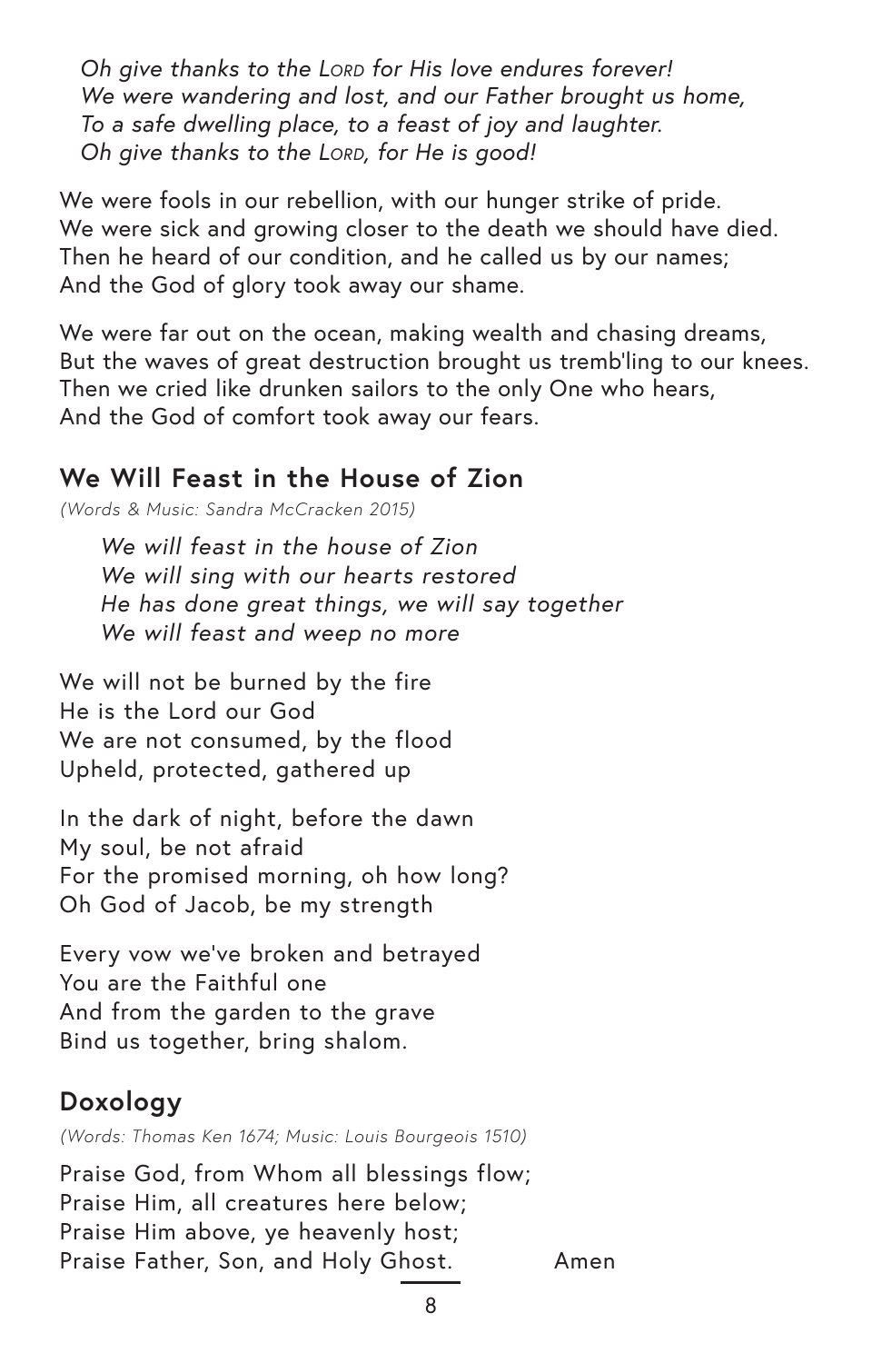*Oh give thanks to the Lord for His love endures forever!*
*We were wandering and lost, and our Father brought us home,*
*To a safe dwelling place, to a feast of joy and laughter.*
*Oh give thanks to the Lord, for He is good!*

We were fools in our rebellion, with our hunger strike of pride.
We were sick and growing closer to the death we should have died.
Then he heard of our condition, and he called us by our names;
And the God of glory took away our shame.

We were far out on the ocean, making wealth and chasing dreams,
But the waves of great destruction brought us tremb'ling to our knees.
Then we cried like drunken sailors to the only One who hears,
And the God of comfort took away our fears.

## We Will Feast in the House of Zion

*(Words & Music: Sandra McCracken 2015)*

*We will feast in the house of Zion*
*We will sing with our hearts restored*
*He has done great things, we will say together*
*We will feast and weep no more*

We will not be burned by the fire
He is the Lord our God
We are not consumed, by the flood
Upheld, protected, gathered up

In the dark of night, before the dawn
My soul, be not afraid
For the promised morning, oh how long?
Oh God of Jacob, be my strength

Every vow we've broken and betrayed
You are the Faithful one
And from the garden to the grave
Bind us together, bring shalom.

## Doxology

*(Words: Thomas Ken 1674; Music: Louis Bourgeois 1510)*

Praise God, from Whom all blessings flow;
Praise Him, all creatures here below;
Praise Him above, ye heavenly host;
Praise Father, Son, and Holy Ghost. Amen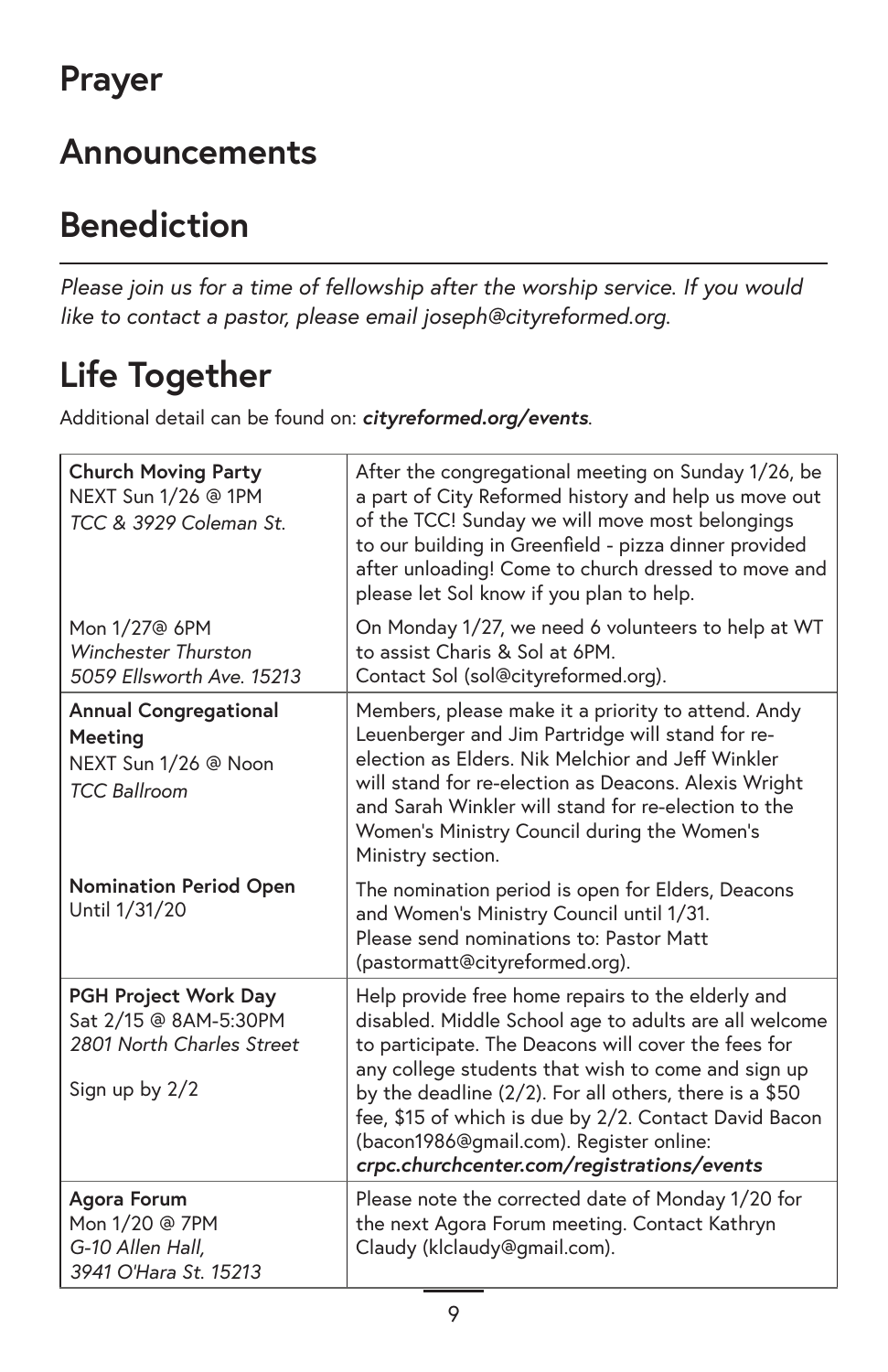# Prayer

# Announcements

# Benediction

---

*Please join us for a time of fellowship after the worship service. If you would like to contact a pastor, please email joseph@cityreformed.org.*

# Life Together

Additional detail can be found on: ***cityreformed.org/events***.

| | |
|---|---|
| **Church Moving Party**<br>NEXT Sun 1/26 @ 1PM<br>*TCC & 3929 Coleman St.* | After the congregational meeting on Sunday 1/26, be a part of City Reformed history and help us move out of the TCC! Sunday we will move most belongings to our building in Greenfield - pizza dinner provided after unloading! Come to church dressed to move and please let Sol know if you plan to help. |
| Mon 1/27@ 6PM<br>*Winchester Thurston*<br>*5059 Ellsworth Ave. 15213* | On Monday 1/27, we need 6 volunteers to help at WT to assist Charis & Sol at 6PM.<br>Contact Sol (sol@cityreformed.org). |
| **Annual Congregational Meeting**<br>NEXT Sun 1/26 @ Noon<br>*TCC Ballroom* | Members, please make it a priority to attend. Andy Leuenberger and Jim Partridge will stand for re-election as Elders. Nik Melchior and Jeff Winkler will stand for re-election as Deacons. Alexis Wright and Sarah Winkler will stand for re-election to the Women's Ministry Council during the Women's Ministry section. |
| **Nomination Period Open**<br>Until 1/31/20 | The nomination period is open for Elders, Deacons and Women's Ministry Council until 1/31.<br>Please send nominations to: Pastor Matt (pastormatt@cityreformed.org). |
| **PGH Project Work Day**<br>Sat 2/15 @ 8AM-5:30PM<br>*2801 North Charles Street*<br><br>Sign up by 2/2 | Help provide free home repairs to the elderly and disabled. Middle School age to adults are all welcome to participate. The Deacons will cover the fees for any college students that wish to come and sign up by the deadline (2/2). For all others, there is a $50 fee, $15 of which is due by 2/2. Contact David Bacon (bacon1986@gmail.com). Register online: ***crpc.churchcenter.com/registrations/events*** |
| **Agora Forum**<br>Mon 1/20 @ 7PM<br>*G-10 Allen Hall,*<br>*3941 O'Hara St. 15213* | Please note the corrected date of Monday 1/20 for the next Agora Forum meeting. Contact Kathryn Claudy (klclaudy@gmail.com). |